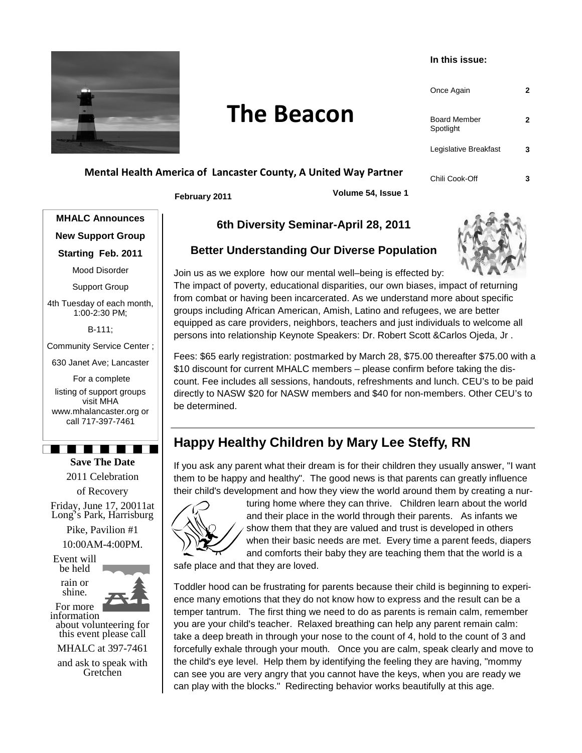# The Beacon

**Mental Health America of Lancaster County, A United Way Partner**

**February 2011** **Volume 54, Issue 1**

**In this issue:**

| | |
|---|---|
| Once Again | 2 |
| Board Member Spotlight | 2 |
| Legislative Breakfast | 3 |
| Chili Cook-Off | 3 |

**MHALC Announces**

**New Support Group**

**Starting Feb. 2011**

Mood Disorder

Support Group

4th Tuesday of each month, 1:00-2:30 PM;

B-111;

Community Service Center ;

630 Janet Ave; Lancaster

For a complete listing of support groups visit MHA www.mhalancaster.org or call 717-397-7461

**Save The Date**

2011 Celebration of Recovery

Friday, June 17, 20011at Long's Park, Harrisburg Pike, Pavilion #1

10:00AM-4:00PM.

Event will be held rain or shine.

For more information about volunteering for this event please call MHALC at 397-7461 and ask to speak with Gretchen

### 6th Diversity Seminar-April 28, 2011

### Better Understanding Our Diverse Population

Join us as we explore how our mental well–being is effected by: The impact of poverty, educational disparities, our own biases, impact of returning from combat or having been incarcerated. As we understand more about specific groups including African American, Amish, Latino and refugees, we are better equipped as care providers, neighbors, teachers and just individuals to welcome all persons into relationship Keynote Speakers: Dr. Robert Scott &Carlos Ojeda, Jr .

Fees: $65 early registration: postmarked by March 28, $75.00 thereafter $75.00 with a $10 discount for current MHALC members – please confirm before taking the discount. Fee includes all sessions, handouts, refreshments and lunch. CEU's to be paid directly to NASW $20 for NASW members and $40 for non-members. Other CEU's to be determined.

## Happy Healthy Children by Mary Lee Steffy, RN

If you ask any parent what their dream is for their children they usually answer, "I want them to be happy and healthy". The good news is that parents can greatly influence their child's development and how they view the world around them by creating a nurturing home where they can thrive. Children learn about the world and their place in the world through their parents. As infants we show them that they are valued and trust is developed in others when their basic needs are met. Every time a parent feeds, diapers and comforts their baby they are teaching them that the world is a safe place and that they are loved.

Toddler hood can be frustrating for parents because their child is beginning to experience many emotions that they do not know how to express and the result can be a temper tantrum. The first thing we need to do as parents is remain calm, remember you are your child's teacher. Relaxed breathing can help any parent remain calm: take a deep breath in through your nose to the count of 4, hold to the count of 3 and forcefully exhale through your mouth. Once you are calm, speak clearly and move to the child's eye level. Help them by identifying the feeling they are having, "mommy can see you are very angry that you cannot have the keys, when you are ready we can play with the blocks." Redirecting behavior works beautifully at this age.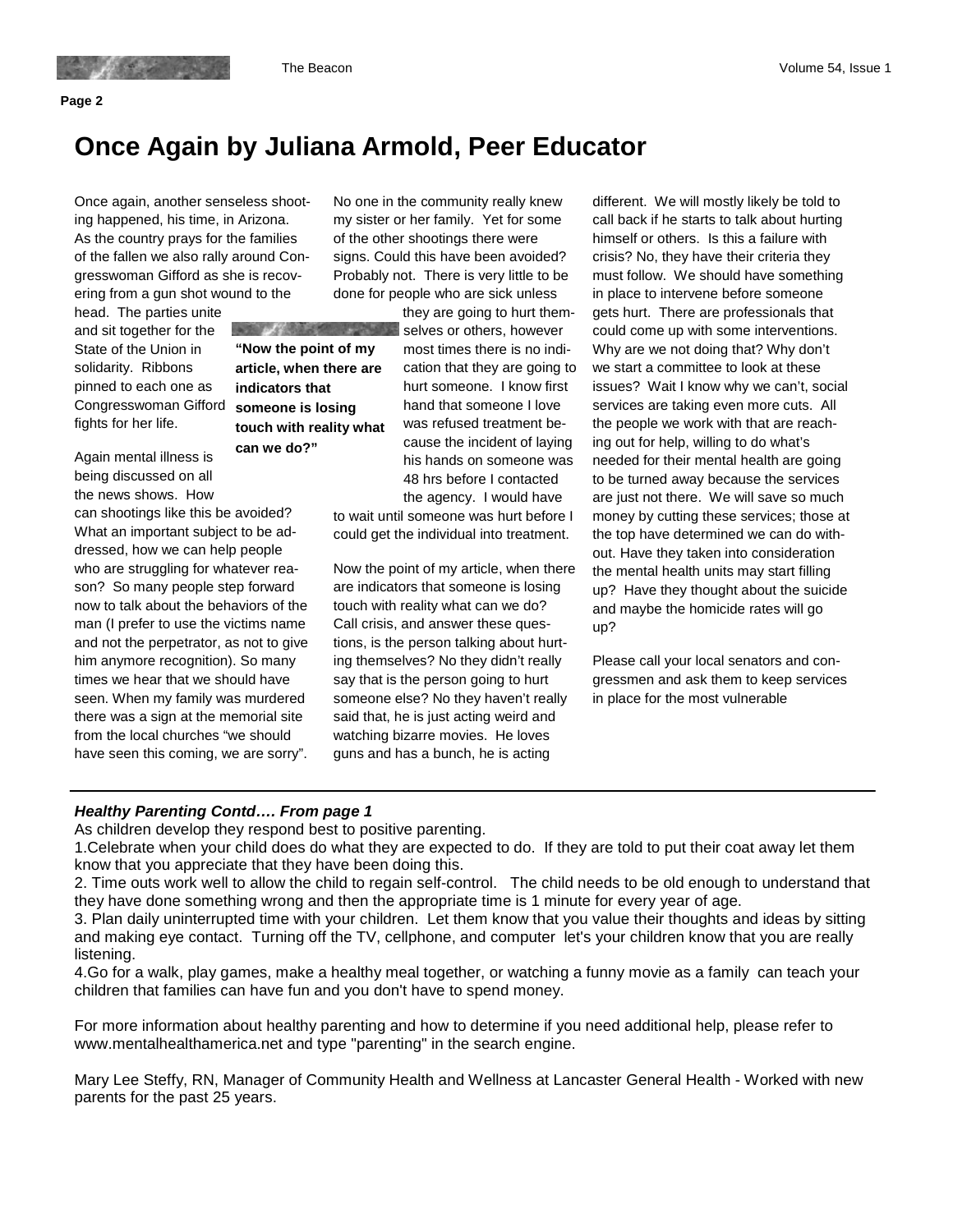## Once Again by Juliana Armold, Peer Educator

Once again, another senseless shooting happened, his time, in Arizona. As the country prays for the families of the fallen we also rally around Congresswoman Gifford as she is recovering from a gun shot wound to the head. The parties unite and sit together for the State of the Union in solidarity. Ribbons pinned to each one as Congresswoman Gifford fights for her life.

Again mental illness is being discussed on all the news shows. How can shootings like this be avoided? What an important subject to be addressed, how we can help people who are struggling for whatever reason? So many people step forward now to talk about the behaviors of the man (I prefer to use the victims name and not the perpetrator, as not to give him anymore recognition). So many times we hear that we should have seen. When my family was murdered there was a sign at the memorial site from the local churches "we should have seen this coming, we are sorry". No one in the community really knew my sister or her family. Yet for some of the other shootings there were signs. Could this have been avoided? Probably not. There is very little to be done for people who are sick unless they are going to hurt themselves or others, however most times there is no indication that they are going to hurt someone. I know first hand that someone I love was refused treatment because the incident of laying his hands on someone was 48 hrs before I contacted the agency. I would have to wait until someone was hurt before I could get the individual into treatment.

> **"Now the point of my article, when there are indicators that someone is losing touch with reality what can we do?"**

Now the point of my article, when there are indicators that someone is losing touch with reality what can we do? Call crisis, and answer these questions, is the person talking about hurting themselves? No they didn't really say that is the person going to hurt someone else? No they haven't really said that, he is just acting weird and watching bizarre movies. He loves guns and has a bunch, he is acting different. We will mostly likely be told to call back if he starts to talk about hurting himself or others. Is this a failure with crisis? No, they have their criteria they must follow. We should have something in place to intervene before someone gets hurt. There are professionals that could come up with some interventions. Why are we not doing that? Why don't we start a committee to look at these issues? Wait I know why we can't, social services are taking even more cuts. All the people we work with that are reaching out for help, willing to do what's needed for their mental health are going to be turned away because the services are just not there. We will save so much money by cutting these services; those at the top have determined we can do without. Have they taken into consideration the mental health units may start filling up? Have they thought about the suicide and maybe the homicide rates will go up?

Please call your local senators and congressmen and ask them to keep services in place for the most vulnerable

---

***Healthy Parenting Contd…. From page 1***

As children develop they respond best to positive parenting.

1.Celebrate when your child does do what they are expected to do. If they are told to put their coat away let them know that you appreciate that they have been doing this.

2. Time outs work well to allow the child to regain self-control. The child needs to be old enough to understand that they have done something wrong and then the appropriate time is 1 minute for every year of age.

3. Plan daily uninterrupted time with your children. Let them know that you value their thoughts and ideas by sitting and making eye contact. Turning off the TV, cellphone, and computer let's your children know that you are really listening.

4.Go for a walk, play games, make a healthy meal together, or watching a funny movie as a family can teach your children that families can have fun and you don't have to spend money.

For more information about healthy parenting and how to determine if you need additional help, please refer to www.mentalhealthamerica.net and type "parenting" in the search engine.

Mary Lee Steffy, RN, Manager of Community Health and Wellness at Lancaster General Health - Worked with new parents for the past 25 years.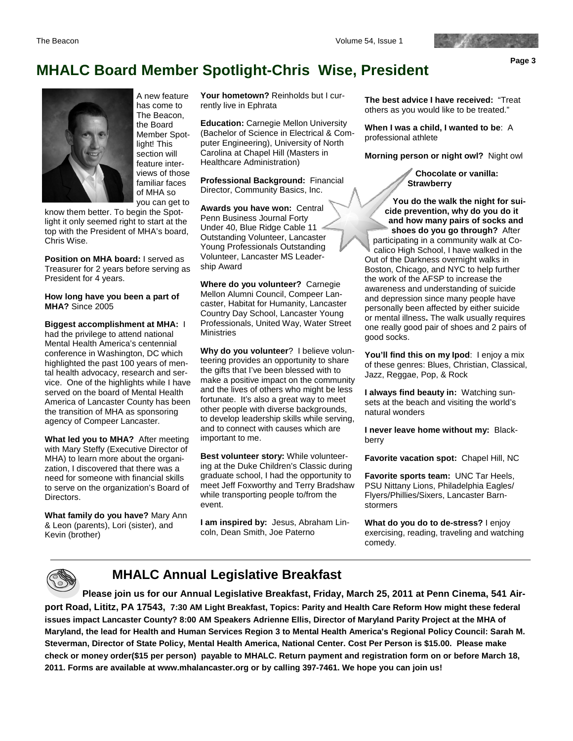## MHALC Board Member Spotlight-Chris Wise, President

A new feature has come to The Beacon, the Board Member Spotlight! This section will feature interviews of those familiar faces of MHA so you can get to know them better. To begin the Spotlight it only seemed right to start at the top with the President of MHA's board, Chris Wise.

**Position on MHA board:** I served as Treasurer for 2 years before serving as President for 4 years.

**How long have you been a part of MHA?** Since 2005

**Biggest accomplishment at MHA:** I had the privilege to attend national Mental Health America's centennial conference in Washington, DC which highlighted the past 100 years of mental health advocacy, research and service. One of the highlights while I have served on the board of Mental Health America of Lancaster County has been the transition of MHA as sponsoring agency of Compeer Lancaster.

**What led you to MHA?** After meeting with Mary Steffy (Executive Director of MHA) to learn more about the organization, I discovered that there was a need for someone with financial skills to serve on the organization's Board of Directors.

**What family do you have?** Mary Ann & Leon (parents), Lori (sister), and Kevin (brother)

**Your hometown?** Reinholds but I currently live in Ephrata

**Education:** Carnegie Mellon University (Bachelor of Science in Electrical & Computer Engineering), University of North Carolina at Chapel Hill (Masters in Healthcare Administration)

**Professional Background:** Financial Director, Community Basics, Inc.

**Awards you have won:** Central Penn Business Journal Forty Under 40, Blue Ridge Cable 11 Outstanding Volunteer, Lancaster Young Professionals Outstanding Volunteer, Lancaster MS Leadership Award

**Where do you volunteer?** Carnegie Mellon Alumni Council, Compeer Lancaster, Habitat for Humanity, Lancaster Country Day School, Lancaster Young Professionals, United Way, Water Street Ministries

**Why do you volunteer**? I believe volunteering provides an opportunity to share the gifts that I've been blessed with to make a positive impact on the community and the lives of others who might be less fortunate. It's also a great way to meet other people with diverse backgrounds, to develop leadership skills while serving, and to connect with causes which are important to me.

**Best volunteer story:** While volunteering at the Duke Children's Classic during graduate school, I had the opportunity to meet Jeff Foxworthy and Terry Bradshaw while transporting people to/from the event.

**I am inspired by:** Jesus, Abraham Lincoln, Dean Smith, Joe Paterno

**The best advice I have received:** "Treat others as you would like to be treated."

**When I was a child, I wanted to be**: A professional athlete

**Morning person or night owl?** Night owl

**Chocolate or vanilla: Strawberry**

**You do the walk the night for suicide prevention, why do you do it and how many pairs of socks and shoes do you go through?** After participating in a community walk at Cocalico High School, I have walked in the Out of the Darkness overnight walks in Boston, Chicago, and NYC to help further the work of the AFSP to increase the awareness and understanding of suicide and depression since many people have personally been affected by either suicide or mental illness**.** The walk usually requires one really good pair of shoes and 2 pairs of good socks.

**You'll find this on my Ipod**: I enjoy a mix of these genres: Blues, Christian, Classical, Jazz, Reggae, Pop, & Rock

**I always find beauty in:** Watching sunsets at the beach and visiting the world's natural wonders

**I never leave home without my:** Blackberry

**Favorite vacation spot:** Chapel Hill, NC

**Favorite sports team:** UNC Tar Heels, PSU Nittany Lions, Philadelphia Eagles/ Flyers/Phillies/Sixers, Lancaster Barnstormers

**What do you do to de-stress?** I enjoy exercising, reading, traveling and watching comedy.

---

## MHALC Annual Legislative Breakfast

**Please join us for our Annual Legislative Breakfast, Friday, March 25, 2011 at Penn Cinema, 541 Airport Road, Lititz, PA 17543, 7:30 AM Light Breakfast, Topics: Parity and Health Care Reform How might these federal issues impact Lancaster County? 8:00 AM Speakers Adrienne Ellis, Director of Maryland Parity Project at the MHA of Maryland, the lead for Health and Human Services Region 3 to Mental Health America's Regional Policy Council: Sarah M. Steverman, Director of State Policy, Mental Health America, National Center. Cost Per Person is $15.00. Please make check or money order($15 per person) payable to MHALC. Return payment and registration form on or before March 18, 2011. Forms are available at www.mhalancaster.org or by calling 397-7461. We hope you can join us!**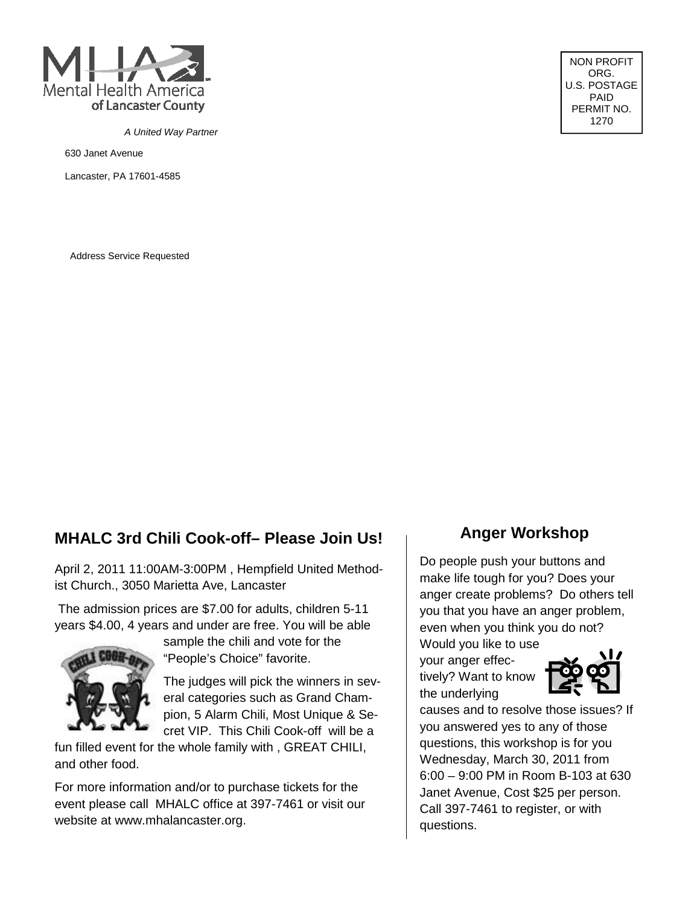Mental Health America of Lancaster County

*A United Way Partner*

630 Janet Avenue

Lancaster, PA 17601-4585

Address Service Requested

NON PROFIT ORG.
U.S. POSTAGE PAID
PERMIT NO. 1270

## MHALC 3rd Chili Cook-off– Please Join Us!

April 2, 2011 11:00AM-3:00PM , Hempfield United Methodist Church., 3050 Marietta Ave, Lancaster

The admission prices are $7.00 for adults, children 5-11 years $4.00, 4 years and under are free. You will be able sample the chili and vote for the "People's Choice" favorite.

The judges will pick the winners in several categories such as Grand Champion, 5 Alarm Chili, Most Unique & Secret VIP. This Chili Cook-off will be a fun filled event for the whole family with , GREAT CHILI, and other food.

For more information and/or to purchase tickets for the event please call MHALC office at 397-7461 or visit our website at www.mhalancaster.org.

## Anger Workshop

Do people push your buttons and make life tough for you? Does your anger create problems? Do others tell you that you have an anger problem, even when you think you do not? Would you like to use your anger effectively? Want to know the underlying causes and to resolve those issues? If you answered yes to any of those questions, this workshop is for you Wednesday, March 30, 2011 from 6:00 – 9:00 PM in Room B-103 at 630 Janet Avenue, Cost $25 per person. Call 397-7461 to register, or with questions.